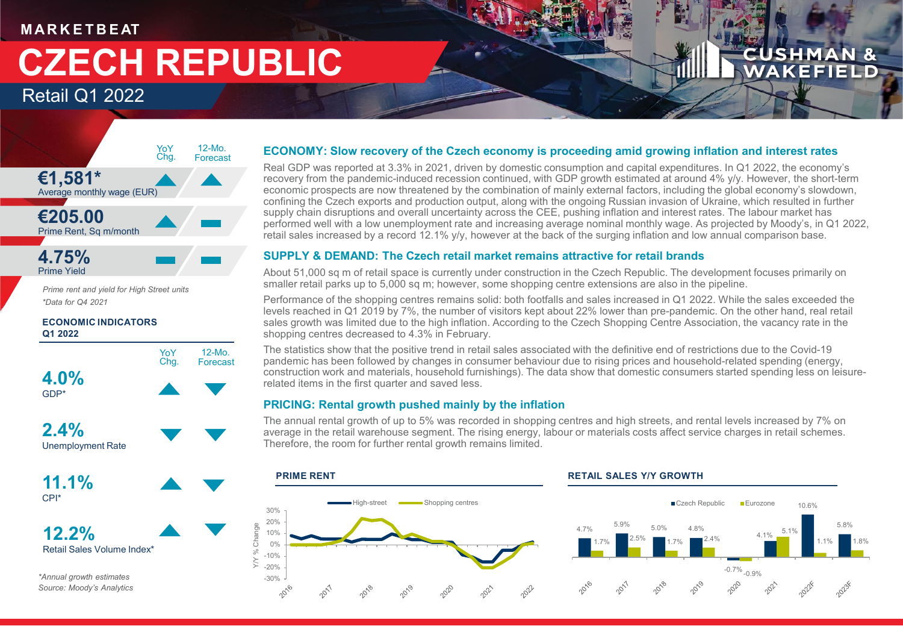MARKETBEAT

# CZECH REPUBLIC

## Retail Q1 2022

| | YoY Chg. | 12-Mo. Forecast |
|---|---|---|
| **€1,581*** Average monthly wage (EUR) | ▲ | ▲ |
| **€205.00** Prime Rent, Sq m/month | ▲ | ▬ |
| **4.75%** Prime Yield | ▬ | ▬ |

*Prime rent and yield for High Street units*
*\*Data for Q4 2021*

**ECONOMIC INDICATORS Q1 2022**

| | YoY Chg. | 12-Mo. Forecast |
|---|---|---|
| **4.0%** GDP* | ▲ | ▼ |
| **2.4%** Unemployment Rate | ▼ | ▼ |
| **11.1%** CPI* | ▲ | ▼ |
| **12.2%** Retail Sales Volume Index* | ▲ | ▼ |

*\*Annual growth estimates*
*Source: Moody's Analytics*

### ECONOMY: Slow recovery of the Czech economy is proceeding amid growing inflation and interest rates

Real GDP was reported at 3.3% in 2021, driven by domestic consumption and capital expenditures. In Q1 2022, the economy's recovery from the pandemic-induced recession continued, with GDP growth estimated at around 4% y/y. However, the short-term economic prospects are now threatened by the combination of mainly external factors, including the global economy's slowdown, confining the Czech exports and production output, along with the ongoing Russian invasion of Ukraine, which resulted in further supply chain disruptions and overall uncertainty across the CEE, pushing inflation and interest rates. The labour market has performed well with a low unemployment rate and increasing average nominal monthly wage. As projected by Moody's, in Q1 2022, retail sales increased by a record 12.1% y/y, however at the back of the surging inflation and low annual comparison base.

### SUPPLY & DEMAND: The Czech retail market remains attractive for retail brands

About 51,000 sq m of retail space is currently under construction in the Czech Republic. The development focuses primarily on smaller retail parks up to 5,000 sq m; however, some shopping centre extensions are also in the pipeline.

Performance of the shopping centres remains solid: both footfalls and sales increased in Q1 2022. While the sales exceeded the levels reached in Q1 2019 by 7%, the number of visitors kept about 22% lower than pre-pandemic. On the other hand, real retail sales growth was limited due to the high inflation. According to the Czech Shopping Centre Association, the vacancy rate in the shopping centres decreased to 4.3% in February.

The statistics show that the positive trend in retail sales associated with the definitive end of restrictions due to the Covid-19 pandemic has been followed by changes in consumer behaviour due to rising prices and household-related spending (energy, construction work and materials, household furnishings). The data show that domestic consumers started spending less on leisure-related items in the first quarter and saved less.

### PRICING: Rental growth pushed mainly by the inflation

The annual rental growth of up to 5% was recorded in shopping centres and high streets, and rental levels increased by 7% on average in the retail warehouse segment. The rising energy, labour or materials costs affect service charges in retail schemes. Therefore, the room for further rental growth remains limited.

**PRIME RENT**

(Chart: Y/Y % Change, High-street vs Shopping centres, 2016–2022)

**RETAIL SALES Y/Y GROWTH**

| | 2016 | 2017 | 2018 | 2019 | 2020 | 2021 | 2022F | 2023F |
|---|---|---|---|---|---|---|---|---|
| Czech Republic | 4.7% | 5.9% | 5.0% | 4.8% | -0.7% | 4.1% | 10.6% | 5.8% |
| Eurozone | 1.7% | 2.5% | 1.7% | 2.4% | -0.9% | 5.1% | 1.1% | 1.8% |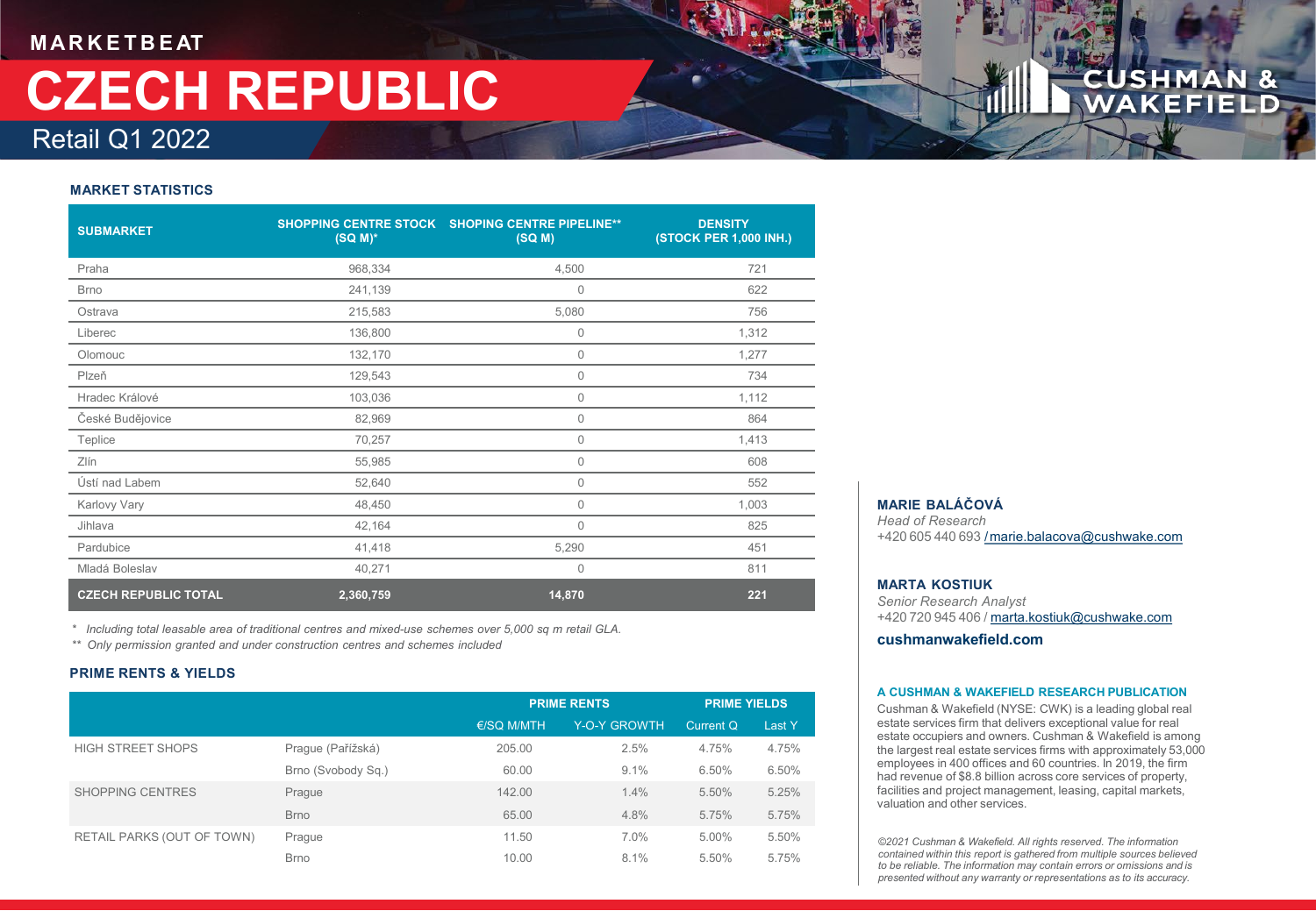**MARKETBEAT**

# CZECH REPUBLIC

Retail Q1 2022

## MARKET STATISTICS

| SUBMARKET | SHOPPING CENTRE STOCK (SQ M)* | SHOPPING CENTRE PIPELINE** (SQ M) | DENSITY (STOCK PER 1,000 INH.) |
|---|---|---|---|
| Praha | 968,334 | 4,500 | 721 |
| Brno | 241,139 | 0 | 622 |
| Ostrava | 215,583 | 5,080 | 756 |
| Liberec | 136,800 | 0 | 1,312 |
| Olomouc | 132,170 | 0 | 1,277 |
| Plzeň | 129,543 | 0 | 734 |
| Hradec Králové | 103,036 | 0 | 1,112 |
| České Budějovice | 82,969 | 0 | 864 |
| Teplice | 70,257 | 0 | 1,413 |
| Zlín | 55,985 | 0 | 608 |
| Ústí nad Labem | 52,640 | 0 | 552 |
| Karlovy Vary | 48,450 | 0 | 1,003 |
| Jihlava | 42,164 | 0 | 825 |
| Pardubice | 41,418 | 5,290 | 451 |
| Mladá Boleslav | 40,271 | 0 | 811 |
| **CZECH REPUBLIC TOTAL** | **2,360,759** | **14,870** | **221** |

*\* Including total leasable area of traditional centres and mixed-use schemes over 5,000 sq m retail GLA.*

*\*\* Only permission granted and under construction centres and schemes included*

## PRIME RENTS & YIELDS

| | | PRIME RENTS | | PRIME YIELDS | |
|---|---|---|---|---|---|
| | | €/SQ M/MTH | Y-O-Y GROWTH | Current Q | Last Y |
| HIGH STREET SHOPS | Prague (Pařížská) | 205.00 | 2.5% | 4.75% | 4.75% |
| | Brno (Svobody Sq.) | 60.00 | 9.1% | 6.50% | 6.50% |
| SHOPPING CENTRES | Prague | 142.00 | 1.4% | 5.50% | 5.25% |
| | Brno | 65.00 | 4.8% | 5.75% | 5.75% |
| RETAIL PARKS (OUT OF TOWN) | Prague | 11.50 | 7.0% | 5.00% | 5.50% |
| | Brno | 10.00 | 8.1% | 5.50% | 5.75% |

**MARIE BALÁČOVÁ**
*Head of Research*
+420 605 440 693 / marie.balacova@cushwake.com

**MARTA KOSTIUK**
*Senior Research Analyst*
+420 720 945 406 / marta.kostiuk@cushwake.com

**cushmanwakefield.com**

**A CUSHMAN & WAKEFIELD RESEARCH PUBLICATION**

Cushman & Wakefield (NYSE: CWK) is a leading global real estate services firm that delivers exceptional value for real estate occupiers and owners. Cushman & Wakefield is among the largest real estate services firms with approximately 53,000 employees in 400 offices and 60 countries. In 2019, the firm had revenue of $8.8 billion across core services of property, facilities and project management, leasing, capital markets, valuation and other services.

*©2021 Cushman & Wakefield. All rights reserved. The information contained within this report is gathered from multiple sources believed to be reliable. The information may contain errors or omissions and is presented without any warranty or representations as to its accuracy.*